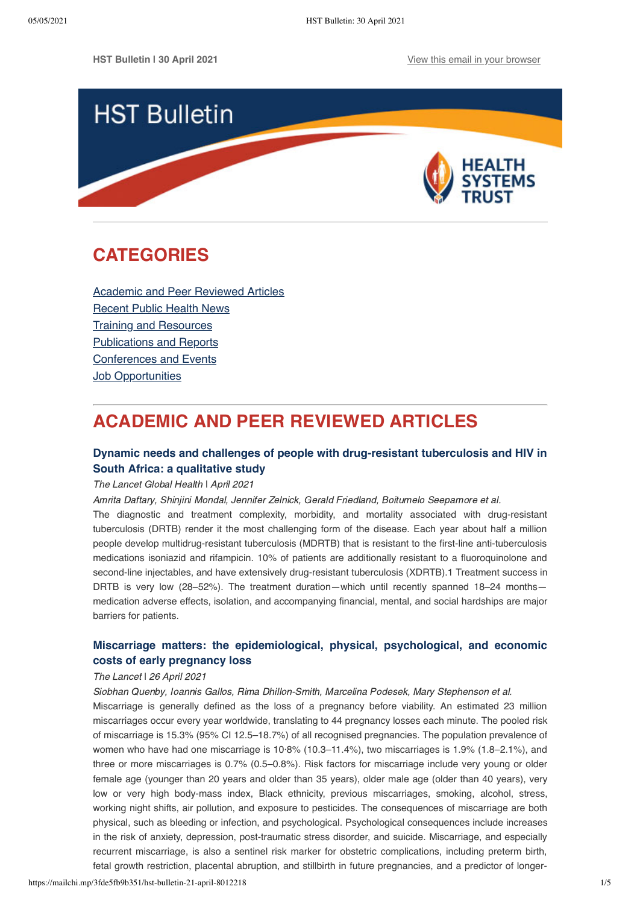**HST Bulletin | 30 April 2021** View this email in your browser

HST Bulletin

HEALTH SYSTEMS TRUST

## CATEGORIES

Academic and Peer Reviewed Articles
Recent Public Health News
Training and Resources
Publications and Reports
Conferences and Events
Job Opportunities

## ACADEMIC AND PEER REVIEWED ARTICLES

### Dynamic needs and challenges of people with drug-resistant tuberculosis and HIV in South Africa: a qualitative study

*The Lancet Global Health | April 2021*

*Amrita Daftary, Shinjini Mondal, Jennifer Zelnick, Gerald Friedland, Boitumelo Seepamore et al.*

The diagnostic and treatment complexity, morbidity, and mortality associated with drug-resistant tuberculosis (DRTB) render it the most challenging form of the disease. Each year about half a million people develop multidrug-resistant tuberculosis (MDRTB) that is resistant to the first-line anti-tuberculosis medications isoniazid and rifampicin. 10% of patients are additionally resistant to a fluoroquinolone and second-line injectables, and have extensively drug-resistant tuberculosis (XDRTB).1 Treatment success in DRTB is very low (28–52%). The treatment duration—which until recently spanned 18–24 months—medication adverse effects, isolation, and accompanying financial, mental, and social hardships are major barriers for patients.

### Miscarriage matters: the epidemiological, physical, psychological, and economic costs of early pregnancy loss

*The Lancet | 26 April 2021*

*Siobhan Quenby, Ioannis Gallos, Rima Dhillon-Smith, Marcelina Podesek, Mary Stephenson et al.*

Miscarriage is generally defined as the loss of a pregnancy before viability. An estimated 23 million miscarriages occur every year worldwide, translating to 44 pregnancy losses each minute. The pooled risk of miscarriage is 15.3% (95% CI 12.5–18.7%) of all recognised pregnancies. The population prevalence of women who have had one miscarriage is 10·8% (10.3–11.4%), two miscarriages is 1.9% (1.8–2.1%), and three or more miscarriages is 0.7% (0.5–0.8%). Risk factors for miscarriage include very young or older female age (younger than 20 years and older than 35 years), older male age (older than 40 years), very low or very high body-mass index, Black ethnicity, previous miscarriages, smoking, alcohol, stress, working night shifts, air pollution, and exposure to pesticides. The consequences of miscarriage are both physical, such as bleeding or infection, and psychological. Psychological consequences include increases in the risk of anxiety, depression, post-traumatic stress disorder, and suicide. Miscarriage, and especially recurrent miscarriage, is also a sentinel risk marker for obstetric complications, including preterm birth, fetal growth restriction, placental abruption, and stillbirth in future pregnancies, and a predictor of longer-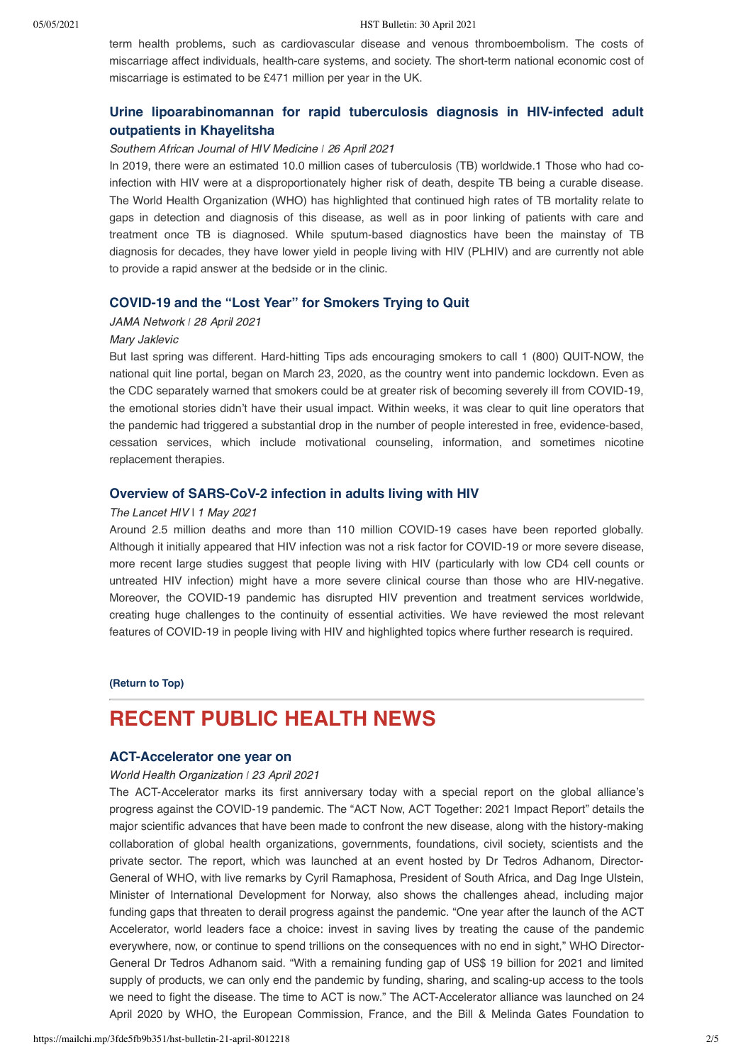term health problems, such as cardiovascular disease and venous thromboembolism. The costs of miscarriage affect individuals, health-care systems, and society. The short-term national economic cost of miscarriage is estimated to be £471 million per year in the UK.

### Urine lipoarabinomannan for rapid tuberculosis diagnosis in HIV-infected adult outpatients in Khayelitsha

*Southern African Journal of HIV Medicine | 26 April 2021*

In 2019, there were an estimated 10.0 million cases of tuberculosis (TB) worldwide.1 Those who had co-infection with HIV were at a disproportionately higher risk of death, despite TB being a curable disease. The World Health Organization (WHO) has highlighted that continued high rates of TB mortality relate to gaps in detection and diagnosis of this disease, as well as in poor linking of patients with care and treatment once TB is diagnosed. While sputum-based diagnostics have been the mainstay of TB diagnosis for decades, they have lower yield in people living with HIV (PLHIV) and are currently not able to provide a rapid answer at the bedside or in the clinic.

### COVID-19 and the "Lost Year" for Smokers Trying to Quit

*JAMA Network | 28 April 2021*

*Mary Jaklevic*

But last spring was different. Hard-hitting Tips ads encouraging smokers to call 1 (800) QUIT-NOW, the national quit line portal, began on March 23, 2020, as the country went into pandemic lockdown. Even as the CDC separately warned that smokers could be at greater risk of becoming severely ill from COVID-19, the emotional stories didn't have their usual impact. Within weeks, it was clear to quit line operators that the pandemic had triggered a substantial drop in the number of people interested in free, evidence-based, cessation services, which include motivational counseling, information, and sometimes nicotine replacement therapies.

### Overview of SARS-CoV-2 infection in adults living with HIV

*The Lancet HIV | 1 May 2021*

Around 2.5 million deaths and more than 110 million COVID-19 cases have been reported globally. Although it initially appeared that HIV infection was not a risk factor for COVID-19 or more severe disease, more recent large studies suggest that people living with HIV (particularly with low CD4 cell counts or untreated HIV infection) might have a more severe clinical course than those who are HIV-negative. Moreover, the COVID-19 pandemic has disrupted HIV prevention and treatment services worldwide, creating huge challenges to the continuity of essential activities. We have reviewed the most relevant features of COVID-19 in people living with HIV and highlighted topics where further research is required.

**(Return to Top)**

## RECENT PUBLIC HEALTH NEWS

### ACT-Accelerator one year on

*World Health Organization | 23 April 2021*

The ACT-Accelerator marks its first anniversary today with a special report on the global alliance's progress against the COVID-19 pandemic. The "ACT Now, ACT Together: 2021 Impact Report" details the major scientific advances that have been made to confront the new disease, along with the history-making collaboration of global health organizations, governments, foundations, civil society, scientists and the private sector. The report, which was launched at an event hosted by Dr Tedros Adhanom, Director-General of WHO, with live remarks by Cyril Ramaphosa, President of South Africa, and Dag Inge Ulstein, Minister of International Development for Norway, also shows the challenges ahead, including major funding gaps that threaten to derail progress against the pandemic. "One year after the launch of the ACT Accelerator, world leaders face a choice: invest in saving lives by treating the cause of the pandemic everywhere, now, or continue to spend trillions on the consequences with no end in sight," WHO Director-General Dr Tedros Adhanom said. "With a remaining funding gap of US$ 19 billion for 2021 and limited supply of products, we can only end the pandemic by funding, sharing, and scaling-up access to the tools we need to fight the disease. The time to ACT is now." The ACT-Accelerator alliance was launched on 24 April 2020 by WHO, the European Commission, France, and the Bill & Melinda Gates Foundation to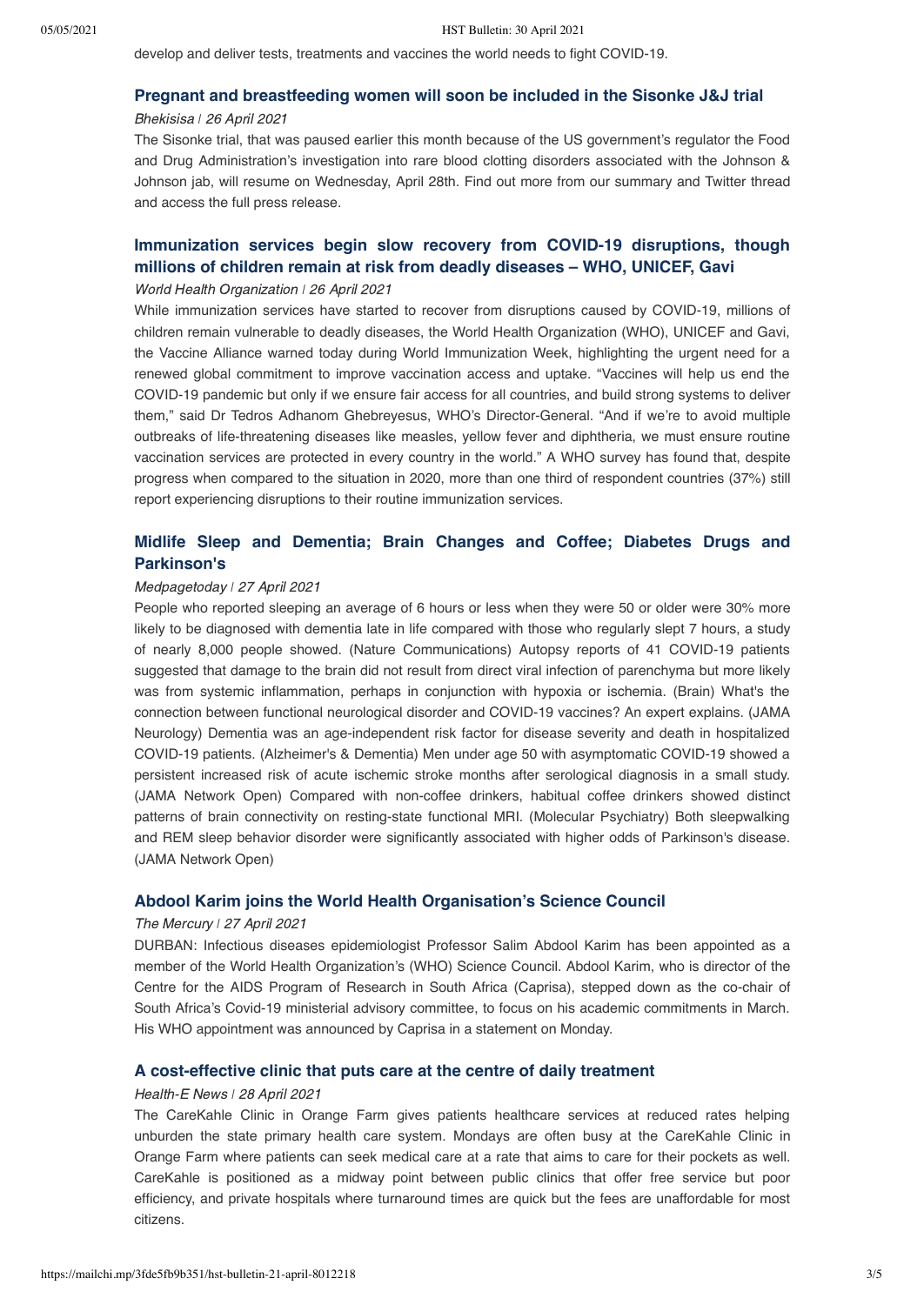develop and deliver tests, treatments and vaccines the world needs to fight COVID-19.

### Pregnant and breastfeeding women will soon be included in the Sisonke J&J trial

*Bhekisisa | 26 April 2021*

The Sisonke trial, that was paused earlier this month because of the US government's regulator the Food and Drug Administration's investigation into rare blood clotting disorders associated with the Johnson & Johnson jab, will resume on Wednesday, April 28th. Find out more from our summary and Twitter thread and access the full press release.

### Immunization services begin slow recovery from COVID-19 disruptions, though millions of children remain at risk from deadly diseases – WHO, UNICEF, Gavi

*World Health Organization | 26 April 2021*

While immunization services have started to recover from disruptions caused by COVID-19, millions of children remain vulnerable to deadly diseases, the World Health Organization (WHO), UNICEF and Gavi, the Vaccine Alliance warned today during World Immunization Week, highlighting the urgent need for a renewed global commitment to improve vaccination access and uptake. "Vaccines will help us end the COVID-19 pandemic but only if we ensure fair access for all countries, and build strong systems to deliver them," said Dr Tedros Adhanom Ghebreyesus, WHO's Director-General. "And if we're to avoid multiple outbreaks of life-threatening diseases like measles, yellow fever and diphtheria, we must ensure routine vaccination services are protected in every country in the world." A WHO survey has found that, despite progress when compared to the situation in 2020, more than one third of respondent countries (37%) still report experiencing disruptions to their routine immunization services.

### Midlife Sleep and Dementia; Brain Changes and Coffee; Diabetes Drugs and Parkinson's

*Medpagetoday | 27 April 2021*

People who reported sleeping an average of 6 hours or less when they were 50 or older were 30% more likely to be diagnosed with dementia late in life compared with those who regularly slept 7 hours, a study of nearly 8,000 people showed. (Nature Communications) Autopsy reports of 41 COVID-19 patients suggested that damage to the brain did not result from direct viral infection of parenchyma but more likely was from systemic inflammation, perhaps in conjunction with hypoxia or ischemia. (Brain) What's the connection between functional neurological disorder and COVID-19 vaccines? An expert explains. (JAMA Neurology) Dementia was an age-independent risk factor for disease severity and death in hospitalized COVID-19 patients. (Alzheimer's & Dementia) Men under age 50 with asymptomatic COVID-19 showed a persistent increased risk of acute ischemic stroke months after serological diagnosis in a small study. (JAMA Network Open) Compared with non-coffee drinkers, habitual coffee drinkers showed distinct patterns of brain connectivity on resting-state functional MRI. (Molecular Psychiatry) Both sleepwalking and REM sleep behavior disorder were significantly associated with higher odds of Parkinson's disease. (JAMA Network Open)

### Abdool Karim joins the World Health Organisation's Science Council

*The Mercury | 27 April 2021*

DURBAN: Infectious diseases epidemiologist Professor Salim Abdool Karim has been appointed as a member of the World Health Organization's (WHO) Science Council. Abdool Karim, who is director of the Centre for the AIDS Program of Research in South Africa (Caprisa), stepped down as the co-chair of South Africa's Covid-19 ministerial advisory committee, to focus on his academic commitments in March. His WHO appointment was announced by Caprisa in a statement on Monday.

### A cost-effective clinic that puts care at the centre of daily treatment

*Health-E News | 28 April 2021*

The CareKahle Clinic in Orange Farm gives patients healthcare services at reduced rates helping unburden the state primary health care system. Mondays are often busy at the CareKahle Clinic in Orange Farm where patients can seek medical care at a rate that aims to care for their pockets as well. CareKahle is positioned as a midway point between public clinics that offer free service but poor efficiency, and private hospitals where turnaround times are quick but the fees are unaffordable for most citizens.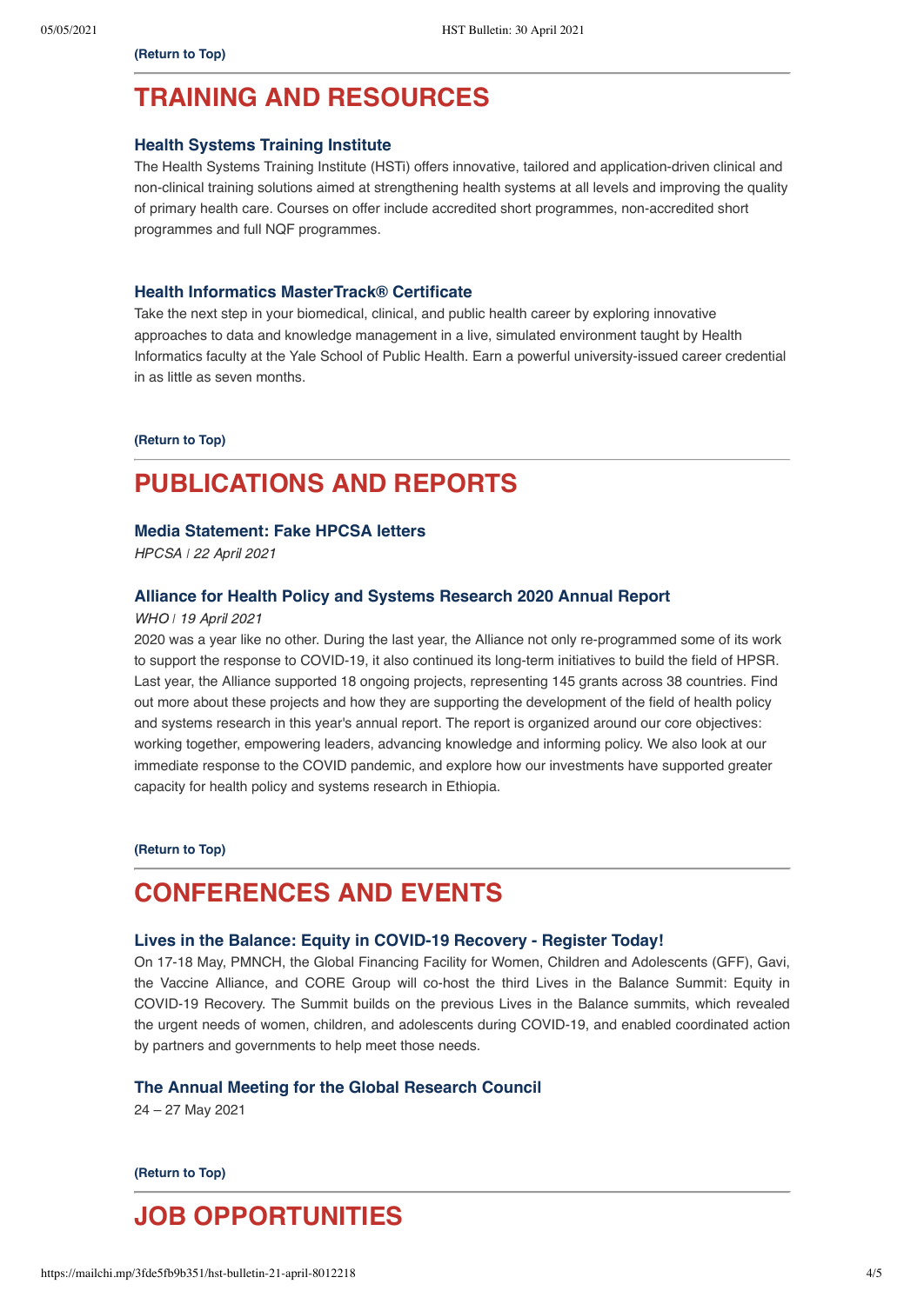**(Return to Top)**

# TRAINING AND RESOURCES

### Health Systems Training Institute

The Health Systems Training Institute (HSTi) offers innovative, tailored and application-driven clinical and non-clinical training solutions aimed at strengthening health systems at all levels and improving the quality of primary health care. Courses on offer include accredited short programmes, non-accredited short programmes and full NQF programmes.

### Health Informatics MasterTrack® Certificate

Take the next step in your biomedical, clinical, and public health career by exploring innovative approaches to data and knowledge management in a live, simulated environment taught by Health Informatics faculty at the Yale School of Public Health. Earn a powerful university-issued career credential in as little as seven months.

**(Return to Top)**

# PUBLICATIONS AND REPORTS

### Media Statement: Fake HPCSA letters

*HPCSA | 22 April 2021*

### Alliance for Health Policy and Systems Research 2020 Annual Report

*WHO | 19 April 2021*

2020 was a year like no other. During the last year, the Alliance not only re-programmed some of its work to support the response to COVID-19, it also continued its long-term initiatives to build the field of HPSR. Last year, the Alliance supported 18 ongoing projects, representing 145 grants across 38 countries. Find out more about these projects and how they are supporting the development of the field of health policy and systems research in this year's annual report. The report is organized around our core objectives: working together, empowering leaders, advancing knowledge and informing policy. We also look at our immediate response to the COVID pandemic, and explore how our investments have supported greater capacity for health policy and systems research in Ethiopia.

**(Return to Top)**

# CONFERENCES AND EVENTS

### Lives in the Balance: Equity in COVID-19 Recovery - Register Today!

On 17-18 May, PMNCH, the Global Financing Facility for Women, Children and Adolescents (GFF), Gavi, the Vaccine Alliance, and CORE Group will co-host the third Lives in the Balance Summit: Equity in COVID-19 Recovery. The Summit builds on the previous Lives in the Balance summits, which revealed the urgent needs of women, children, and adolescents during COVID-19, and enabled coordinated action by partners and governments to help meet those needs.

### The Annual Meeting for the Global Research Council

24 – 27 May 2021

**(Return to Top)**

# JOB OPPORTUNITIES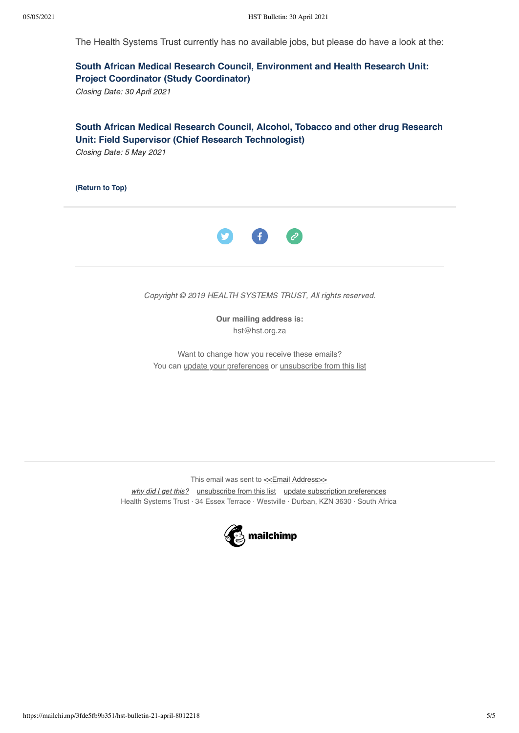The Health Systems Trust currently has no available jobs, but please do have a look at the:

**South African Medical Research Council, Environment and Health Research Unit: Project Coordinator (Study Coordinator)**
*Closing Date: 30 April 2021*

**South African Medical Research Council, Alcohol, Tobacco and other drug Research Unit: Field Supervisor (Chief Research Technologist)**
*Closing Date: 5 May 2021*

**(Return to Top)**

---

*Copyright © 2019 HEALTH SYSTEMS TRUST, All rights reserved.*

**Our mailing address is:**
hst@hst.org.za

Want to change how you receive these emails?
You can update your preferences or unsubscribe from this list

---

This email was sent to <<Email Address>>
*why did I get this?* unsubscribe from this list update subscription preferences
Health Systems Trust · 34 Essex Terrace · Westville · Durban, KZN 3630 · South Africa

mailchimp